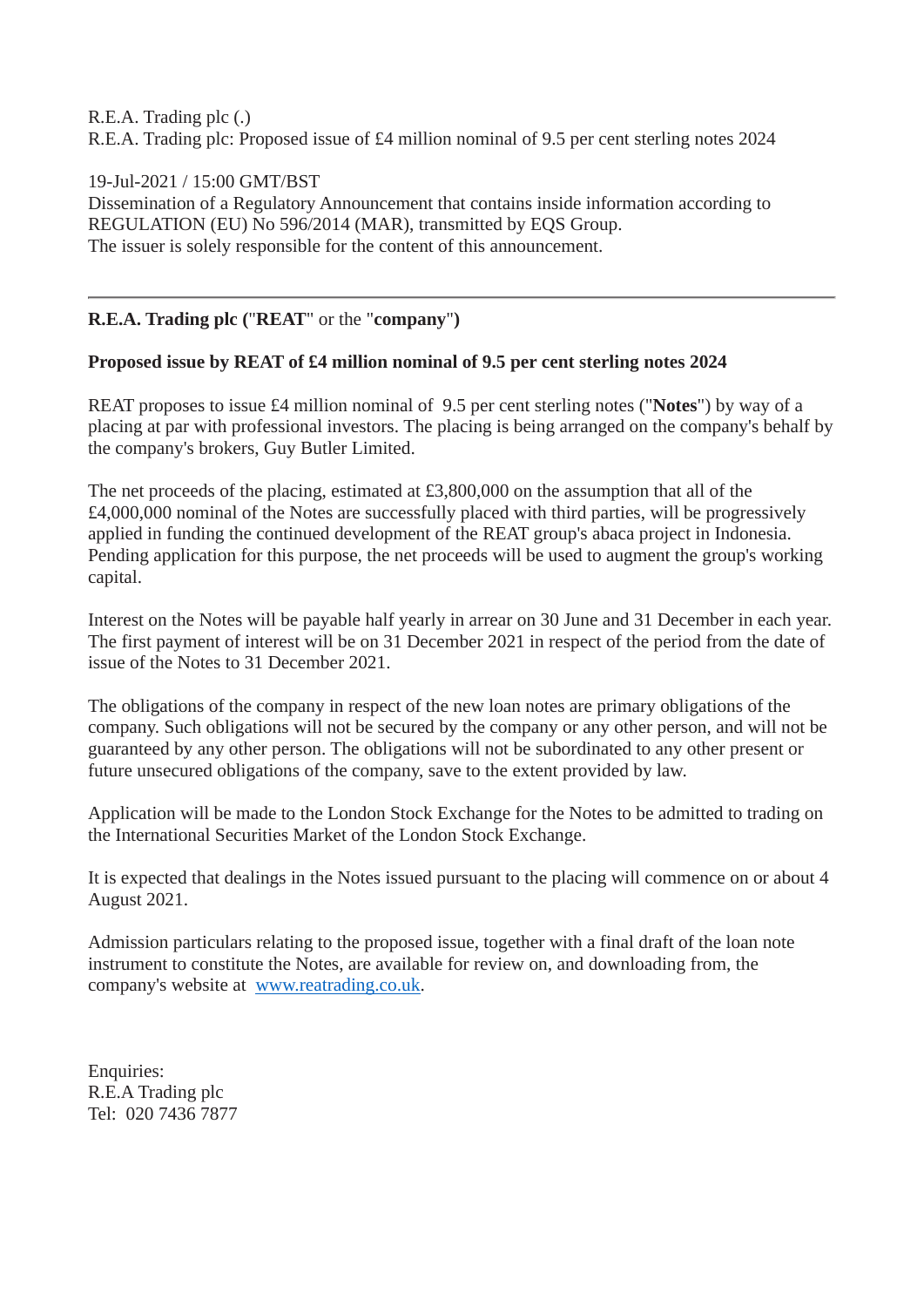R.E.A. Trading plc (.)
R.E.A. Trading plc: Proposed issue of £4 million nominal of 9.5 per cent sterling notes 2024

19-Jul-2021 / 15:00 GMT/BST
Dissemination of a Regulatory Announcement that contains inside information according to REGULATION (EU) No 596/2014 (MAR), transmitted by EQS Group.
The issuer is solely responsible for the content of this announcement.

---

**R.E.A. Trading plc ("REAT" or the "company")**

**Proposed issue by REAT of £4 million nominal of 9.5 per cent sterling notes 2024**

REAT proposes to issue £4 million nominal of 9.5 per cent sterling notes ("**Notes**") by way of a placing at par with professional investors. The placing is being arranged on the company's behalf by the company's brokers, Guy Butler Limited.

The net proceeds of the placing, estimated at £3,800,000 on the assumption that all of the £4,000,000 nominal of the Notes are successfully placed with third parties, will be progressively applied in funding the continued development of the REAT group's abaca project in Indonesia. Pending application for this purpose, the net proceeds will be used to augment the group's working capital.

Interest on the Notes will be payable half yearly in arrear on 30 June and 31 December in each year. The first payment of interest will be on 31 December 2021 in respect of the period from the date of issue of the Notes to 31 December 2021.

The obligations of the company in respect of the new loan notes are primary obligations of the company. Such obligations will not be secured by the company or any other person, and will not be guaranteed by any other person. The obligations will not be subordinated to any other present or future unsecured obligations of the company, save to the extent provided by law.

Application will be made to the London Stock Exchange for the Notes to be admitted to trading on the International Securities Market of the London Stock Exchange.

It is expected that dealings in the Notes issued pursuant to the placing will commence on or about 4 August 2021.

Admission particulars relating to the proposed issue, together with a final draft of the loan note instrument to constitute the Notes, are available for review on, and downloading from, the company's website at [www.reatrading.co.uk](http://www.reatrading.co.uk).

Enquiries:
R.E.A Trading plc
Tel: 020 7436 7877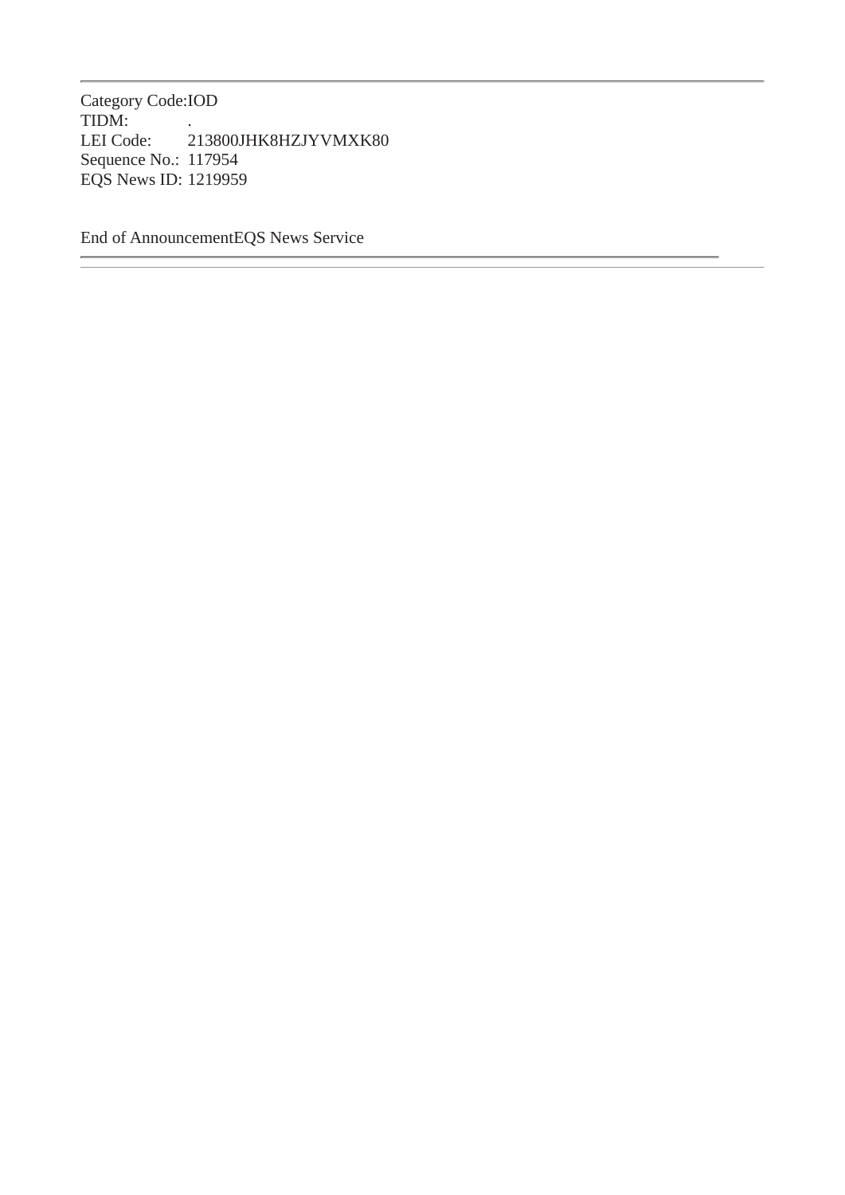---

Category Code:IOD
TIDM: .
LEI Code: 213800JHK8HZJYVMXK80
Sequence No.: 117954
EQS News ID: 1219959

End of AnnouncementEQS News Service

---